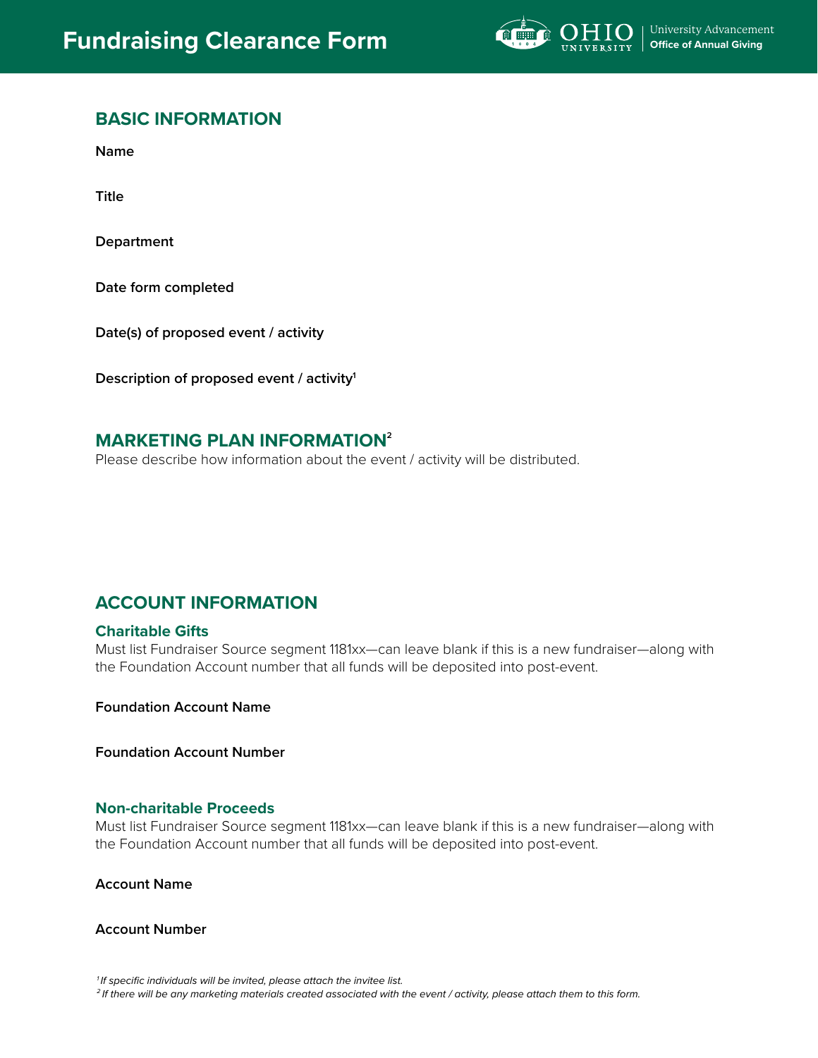# Fundraising Clearance Form

University Advancement
Office of Annual Giving

## BASIC INFORMATION

**Name**

**Title**

**Department**

**Date form completed**

**Date(s) of proposed event / activity**

**Description of proposed event / activity**[1]

## MARKETING PLAN INFORMATION[2]

Please describe how information about the event / activity will be distributed.

## ACCOUNT INFORMATION

### Charitable Gifts

Must list Fundraiser Source segment 1181xx—can leave blank if this is a new fundraiser—along with the Foundation Account number that all funds will be deposited into post-event.

**Foundation Account Name**

**Foundation Account Number**

### Non-charitable Proceeds

Must list Fundraiser Source segment 1181xx—can leave blank if this is a new fundraiser—along with the Foundation Account number that all funds will be deposited into post-event.

**Account Name**

**Account Number**

*[1] If specific individuals will be invited, please attach the invitee list.*

*[2] If there will be any marketing materials created associated with the event / activity, please attach them to this form.*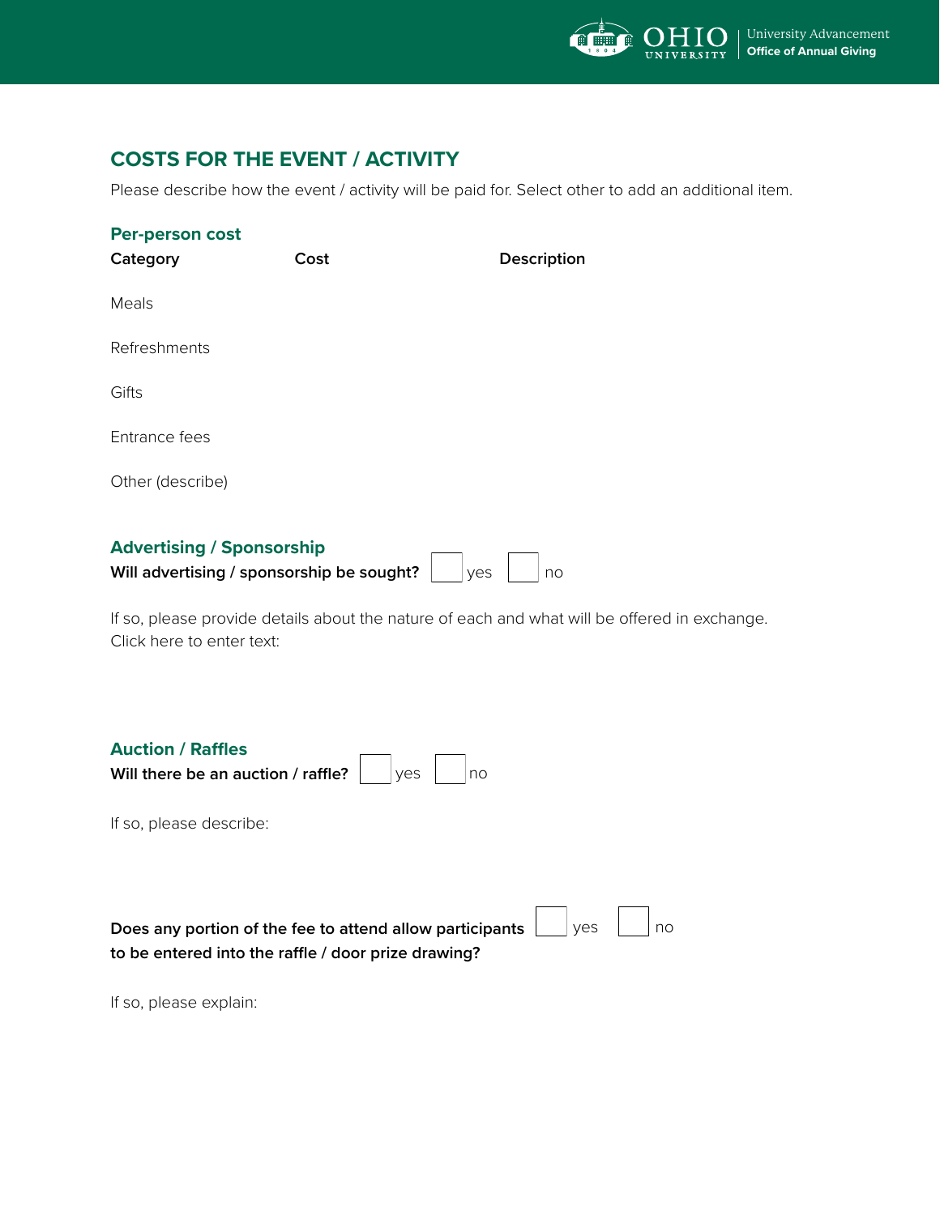## COSTS FOR THE EVENT / ACTIVITY

Please describe how the event / activity will be paid for. Select other to add an additional item.

### Per-person cost

| Category | Cost | Description |
|---|---|---|
| Meals | | |
| Refreshments | | |
| Gifts | | |
| Entrance fees | | |
| Other (describe) | | |

### Advertising / Sponsorship

**Will advertising / sponsorship be sought?** ☐ yes ☐ no

If so, please provide details about the nature of each and what will be offered in exchange.
Click here to enter text:

### Auction / Raffles

**Will there be an auction / raffle?** ☐ yes ☐ no

If so, please describe:

**Does any portion of the fee to attend allow participants to be entered into the raffle / door prize drawing?** ☐ yes ☐ no

If so, please explain: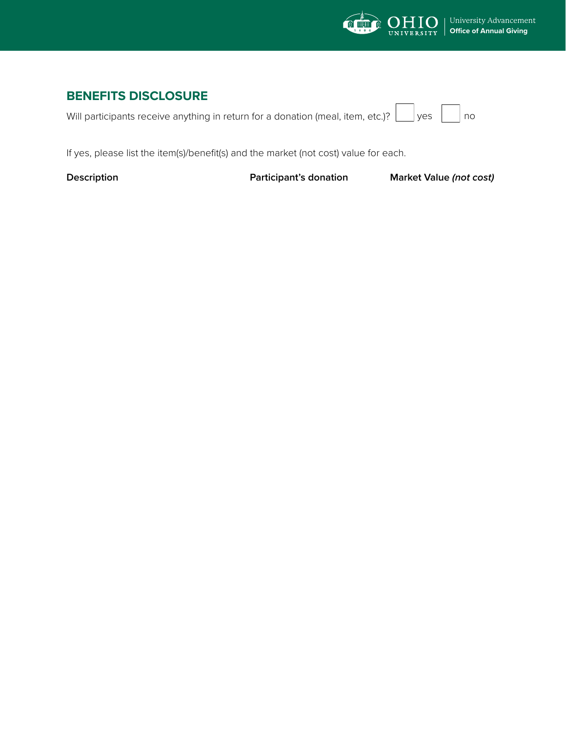## BENEFITS DISCLOSURE

Will participants receive anything in return for a donation (meal, item, etc.)? ☐ yes ☐ no

If yes, please list the item(s)/benefit(s) and the market (not cost) value for each.

| Description | Participant's donation | Market Value *(not cost)* |
| --- | --- | --- |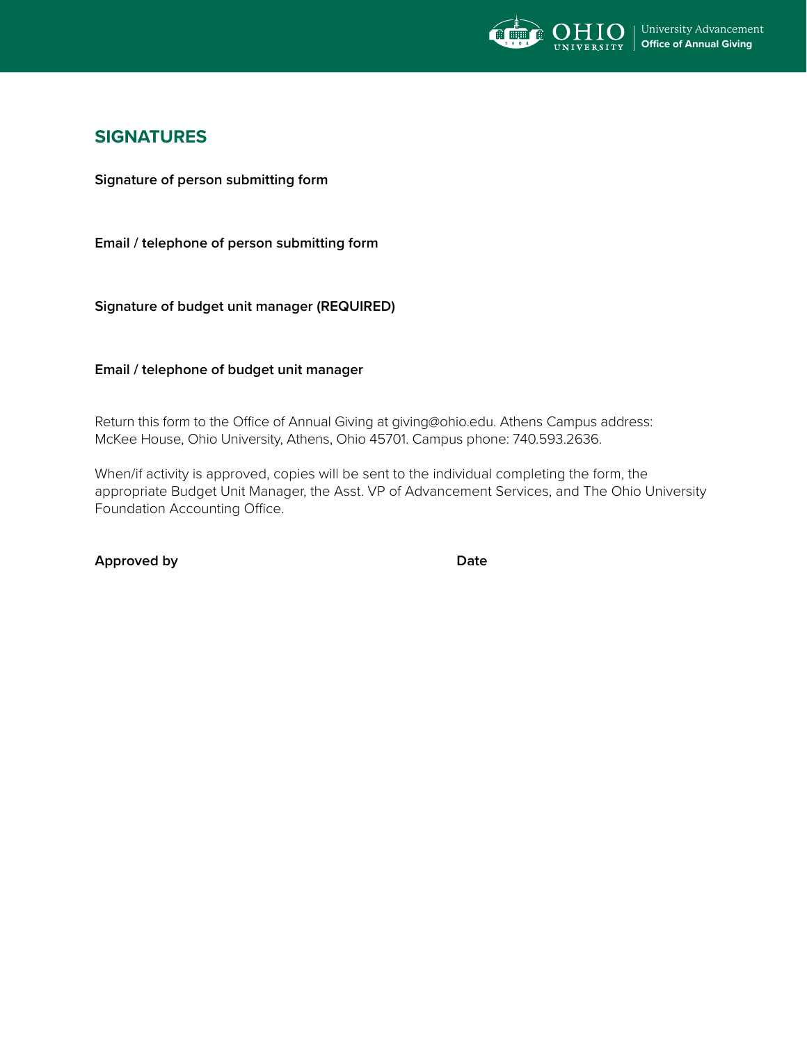## SIGNATURES

**Signature of person submitting form**

**Email / telephone of person submitting form**

**Signature of budget unit manager (REQUIRED)**

**Email / telephone of budget unit manager**

Return this form to the Office of Annual Giving at giving@ohio.edu. Athens Campus address: McKee House, Ohio University, Athens, Ohio 45701. Campus phone: 740.593.2636.

When/if activity is approved, copies will be sent to the individual completing the form, the appropriate Budget Unit Manager, the Asst. VP of Advancement Services, and The Ohio University Foundation Accounting Office.

**Approved by** **Date**